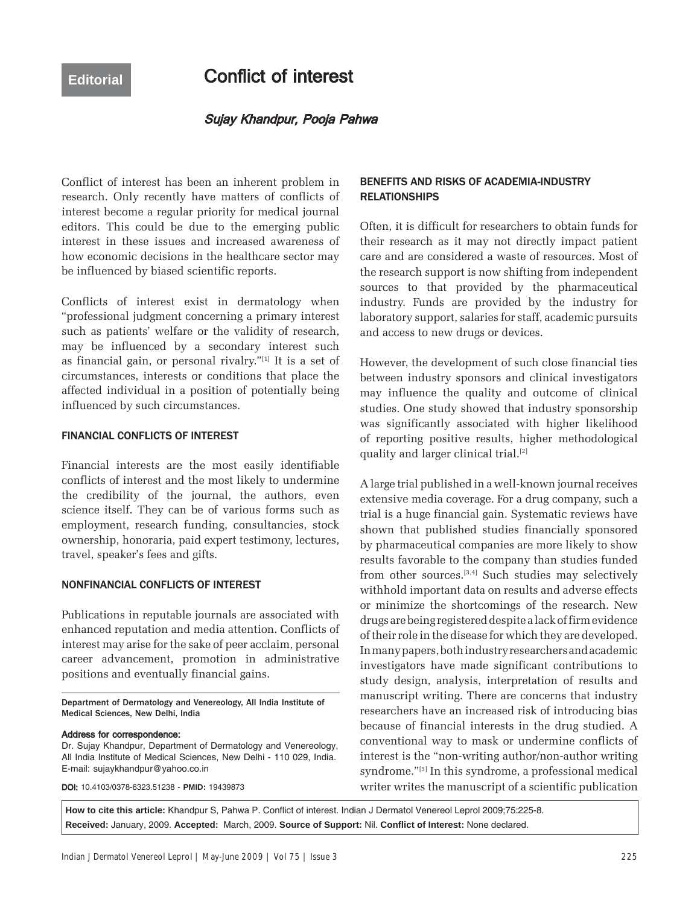Editorial

# Conflict of interest

*Sujay Khandpur, Pooja Pahwa*

Conflict of interest has been an inherent problem in research. Only recently have matters of conflicts of interest become a regular priority for medical journal editors. This could be due to the emerging public interest in these issues and increased awareness of how economic decisions in the healthcare sector may be influenced by biased scientific reports.

Conflicts of interest exist in dermatology when "professional judgment concerning a primary interest such as patients' welfare or the validity of research, may be influenced by a secondary interest such as financial gain, or personal rivalry."[1] It is a set of circumstances, interests or conditions that place the affected individual in a position of potentially being influenced by such circumstances.

## FINANCIAL CONFLICTS OF INTEREST

Financial interests are the most easily identifiable conflicts of interest and the most likely to undermine the credibility of the journal, the authors, even science itself. They can be of various forms such as employment, research funding, consultancies, stock ownership, honoraria, paid expert testimony, lectures, travel, speaker's fees and gifts.

## NONFINANCIAL CONFLICTS OF INTEREST

Publications in reputable journals are associated with enhanced reputation and media attention. Conflicts of interest may arise for the sake of peer acclaim, personal career advancement, promotion in administrative positions and eventually financial gains.

Department of Dermatology and Venereology, All India Institute of Medical Sciences, New Delhi, India

**Address for correspondence:**
Dr. Sujay Khandpur, Department of Dermatology and Venereology, All India Institute of Medical Sciences, New Delhi - 110 029, India.
E-mail: sujaykhandpur@yahoo.co.in

**DOI:** 10.4103/0378-6323.51238 - **PMID:** 19439873

## BENEFITS AND RISKS OF ACADEMIA-INDUSTRY RELATIONSHIPS

Often, it is difficult for researchers to obtain funds for their research as it may not directly impact patient care and are considered a waste of resources. Most of the research support is now shifting from independent sources to that provided by the pharmaceutical industry. Funds are provided by the industry for laboratory support, salaries for staff, academic pursuits and access to new drugs or devices.

However, the development of such close financial ties between industry sponsors and clinical investigators may influence the quality and outcome of clinical studies. One study showed that industry sponsorship was significantly associated with higher likelihood of reporting positive results, higher methodological quality and larger clinical trial.[2]

A large trial published in a well-known journal receives extensive media coverage. For a drug company, such a trial is a huge financial gain. Systematic reviews have shown that published studies financially sponsored by pharmaceutical companies are more likely to show results favorable to the company than studies funded from other sources.[3,4] Such studies may selectively withhold important data on results and adverse effects or minimize the shortcomings of the research. New drugs are being registered despite a lack of firm evidence of their role in the disease for which they are developed. In many papers, both industry researchers and academic investigators have made significant contributions to study design, analysis, interpretation of results and manuscript writing. There are concerns that industry researchers have an increased risk of introducing bias because of financial interests in the drug studied. A conventional way to mask or undermine conflicts of interest is the "non-writing author/non-author writing syndrome."[5] In this syndrome, a professional medical writer writes the manuscript of a scientific publication

**How to cite this article:** Khandpur S, Pahwa P. Conflict of interest. Indian J Dermatol Venereol Leprol 2009;75:225-8.
**Received:** January, 2009. **Accepted:** March, 2009. **Source of Support:** Nil. **Conflict of Interest:** None declared.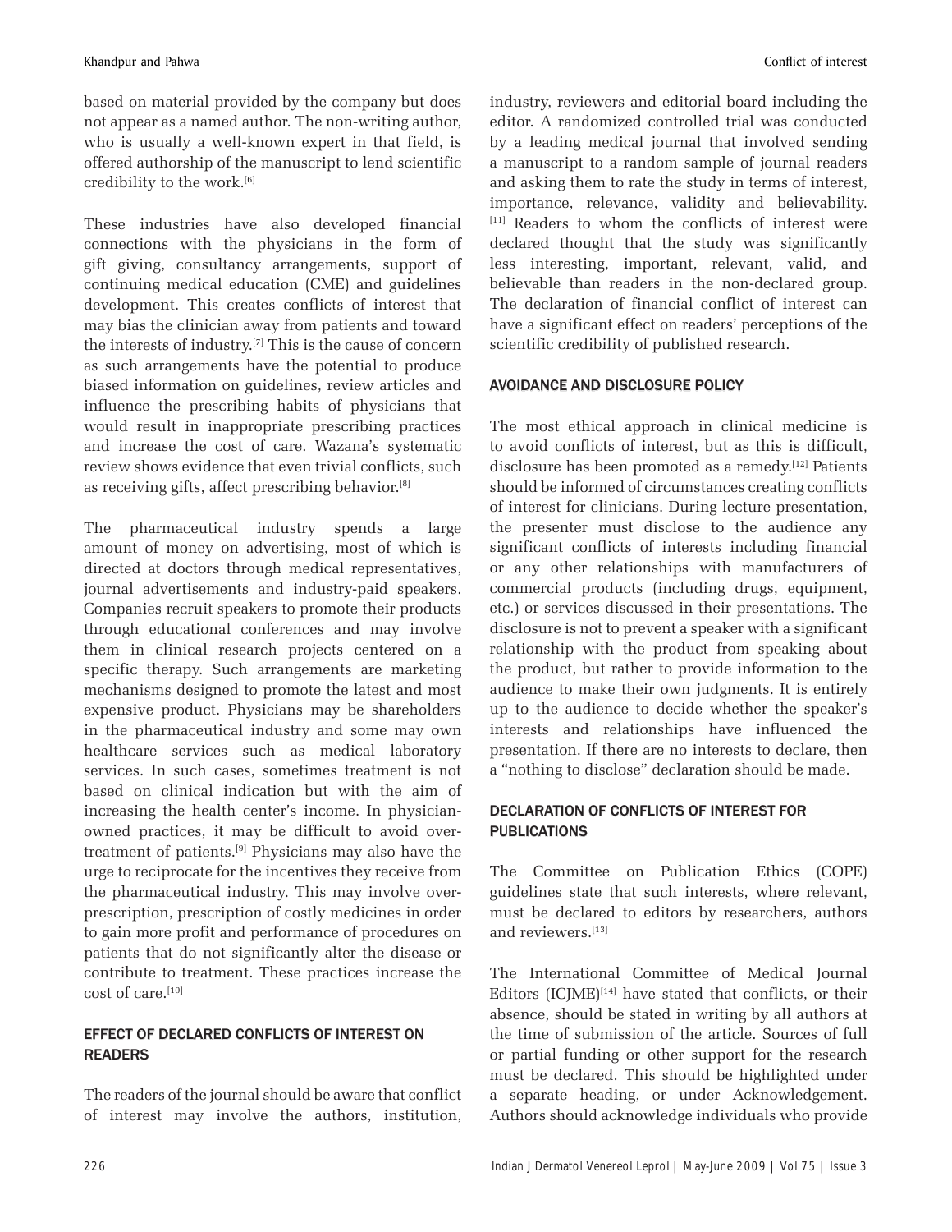based on material provided by the company but does not appear as a named author. The non-writing author, who is usually a well-known expert in that field, is offered authorship of the manuscript to lend scientific credibility to the work.[6]

These industries have also developed financial connections with the physicians in the form of gift giving, consultancy arrangements, support of continuing medical education (CME) and guidelines development. This creates conflicts of interest that may bias the clinician away from patients and toward the interests of industry.[7] This is the cause of concern as such arrangements have the potential to produce biased information on guidelines, review articles and influence the prescribing habits of physicians that would result in inappropriate prescribing practices and increase the cost of care. Wazana's systematic review shows evidence that even trivial conflicts, such as receiving gifts, affect prescribing behavior.[8]

The pharmaceutical industry spends a large amount of money on advertising, most of which is directed at doctors through medical representatives, journal advertisements and industry-paid speakers. Companies recruit speakers to promote their products through educational conferences and may involve them in clinical research projects centered on a specific therapy. Such arrangements are marketing mechanisms designed to promote the latest and most expensive product. Physicians may be shareholders in the pharmaceutical industry and some may own healthcare services such as medical laboratory services. In such cases, sometimes treatment is not based on clinical indication but with the aim of increasing the health center's income. In physician-owned practices, it may be difficult to avoid over-treatment of patients.[9] Physicians may also have the urge to reciprocate for the incentives they receive from the pharmaceutical industry. This may involve over-prescription, prescription of costly medicines in order to gain more profit and performance of procedures on patients that do not significantly alter the disease or contribute to treatment. These practices increase the cost of care.[10]

## EFFECT OF DECLARED CONFLICTS OF INTEREST ON READERS

The readers of the journal should be aware that conflict of interest may involve the authors, institution, industry, reviewers and editorial board including the editor. A randomized controlled trial was conducted by a leading medical journal that involved sending a manuscript to a random sample of journal readers and asking them to rate the study in terms of interest, importance, relevance, validity and believability.[11] Readers to whom the conflicts of interest were declared thought that the study was significantly less interesting, important, relevant, valid, and believable than readers in the non-declared group. The declaration of financial conflict of interest can have a significant effect on readers' perceptions of the scientific credibility of published research.

## AVOIDANCE AND DISCLOSURE POLICY

The most ethical approach in clinical medicine is to avoid conflicts of interest, but as this is difficult, disclosure has been promoted as a remedy.[12] Patients should be informed of circumstances creating conflicts of interest for clinicians. During lecture presentation, the presenter must disclose to the audience any significant conflicts of interests including financial or any other relationships with manufacturers of commercial products (including drugs, equipment, etc.) or services discussed in their presentations. The disclosure is not to prevent a speaker with a significant relationship with the product from speaking about the product, but rather to provide information to the audience to make their own judgments. It is entirely up to the audience to decide whether the speaker's interests and relationships have influenced the presentation. If there are no interests to declare, then a "nothing to disclose" declaration should be made.

## DECLARATION OF CONFLICTS OF INTEREST FOR PUBLICATIONS

The Committee on Publication Ethics (COPE) guidelines state that such interests, where relevant, must be declared to editors by researchers, authors and reviewers.[13]

The International Committee of Medical Journal Editors (ICJME)[14] have stated that conflicts, or their absence, should be stated in writing by all authors at the time of submission of the article. Sources of full or partial funding or other support for the research must be declared. This should be highlighted under a separate heading, or under Acknowledgement. Authors should acknowledge individuals who provide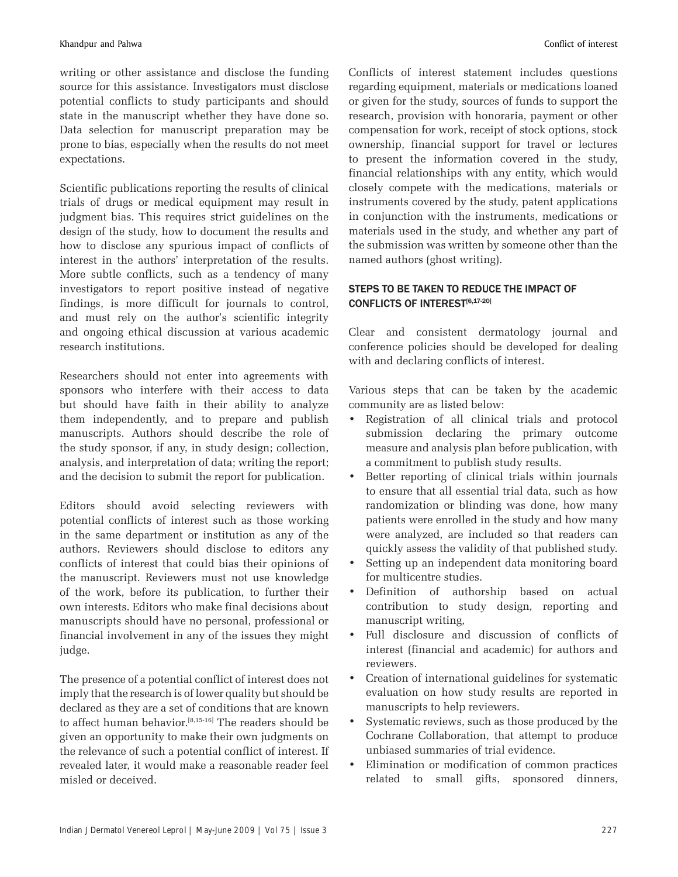writing or other assistance and disclose the funding source for this assistance. Investigators must disclose potential conflicts to study participants and should state in the manuscript whether they have done so. Data selection for manuscript preparation may be prone to bias, especially when the results do not meet expectations.

Scientific publications reporting the results of clinical trials of drugs or medical equipment may result in judgment bias. This requires strict guidelines on the design of the study, how to document the results and how to disclose any spurious impact of conflicts of interest in the authors' interpretation of the results. More subtle conflicts, such as a tendency of many investigators to report positive instead of negative findings, is more difficult for journals to control, and must rely on the author's scientific integrity and ongoing ethical discussion at various academic research institutions.

Researchers should not enter into agreements with sponsors who interfere with their access to data but should have faith in their ability to analyze them independently, and to prepare and publish manuscripts. Authors should describe the role of the study sponsor, if any, in study design; collection, analysis, and interpretation of data; writing the report; and the decision to submit the report for publication.

Editors should avoid selecting reviewers with potential conflicts of interest such as those working in the same department or institution as any of the authors. Reviewers should disclose to editors any conflicts of interest that could bias their opinions of the manuscript. Reviewers must not use knowledge of the work, before its publication, to further their own interests. Editors who make final decisions about manuscripts should have no personal, professional or financial involvement in any of the issues they might judge.

The presence of a potential conflict of interest does not imply that the research is of lower quality but should be declared as they are a set of conditions that are known to affect human behavior.[8,15-16] The readers should be given an opportunity to make their own judgments on the relevance of such a potential conflict of interest. If revealed later, it would make a reasonable reader feel misled or deceived.

Conflicts of interest statement includes questions regarding equipment, materials or medications loaned or given for the study, sources of funds to support the research, provision with honoraria, payment or other compensation for work, receipt of stock options, stock ownership, financial support for travel or lectures to present the information covered in the study, financial relationships with any entity, which would closely compete with the medications, materials or instruments covered by the study, patent applications in conjunction with the instruments, medications or materials used in the study, and whether any part of the submission was written by someone other than the named authors (ghost writing).

## STEPS TO BE TAKEN TO REDUCE THE IMPACT OF CONFLICTS OF INTEREST[6,17-20]

Clear and consistent dermatology journal and conference policies should be developed for dealing with and declaring conflicts of interest.

Various steps that can be taken by the academic community are as listed below:

- Registration of all clinical trials and protocol submission declaring the primary outcome measure and analysis plan before publication, with a commitment to publish study results.
- Better reporting of clinical trials within journals to ensure that all essential trial data, such as how randomization or blinding was done, how many patients were enrolled in the study and how many were analyzed, are included so that readers can quickly assess the validity of that published study.
- Setting up an independent data monitoring board for multicentre studies.
- Definition of authorship based on actual contribution to study design, reporting and manuscript writing,
- Full disclosure and discussion of conflicts of interest (financial and academic) for authors and reviewers.
- Creation of international guidelines for systematic evaluation on how study results are reported in manuscripts to help reviewers.
- Systematic reviews, such as those produced by the Cochrane Collaboration, that attempt to produce unbiased summaries of trial evidence.
- Elimination or modification of common practices related to small gifts, sponsored dinners,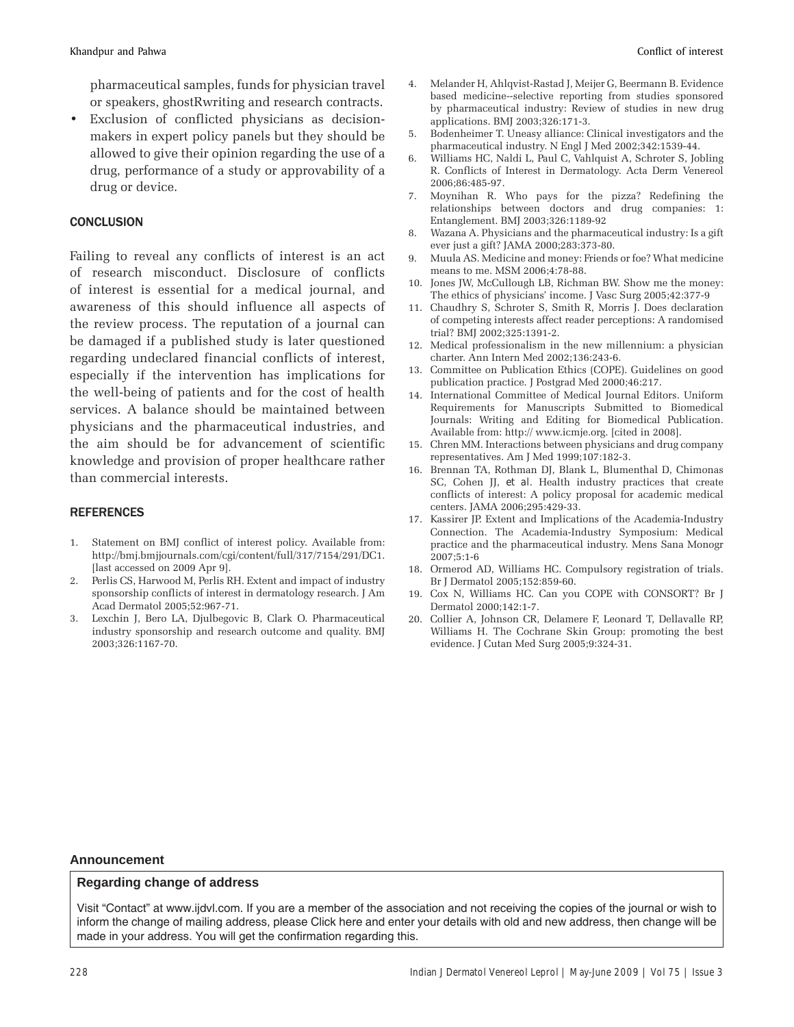pharmaceutical samples, funds for physician travel or speakers, ghostRwriting and research contracts.

- Exclusion of conflicted physicians as decision-makers in expert policy panels but they should be allowed to give their opinion regarding the use of a drug, performance of a study or approvability of a drug or device.

## CONCLUSION

Failing to reveal any conflicts of interest is an act of research misconduct. Disclosure of conflicts of interest is essential for a medical journal, and awareness of this should influence all aspects of the review process. The reputation of a journal can be damaged if a published study is later questioned regarding undeclared financial conflicts of interest, especially if the intervention has implications for the well-being of patients and for the cost of health services. A balance should be maintained between physicians and the pharmaceutical industries, and the aim should be for advancement of scientific knowledge and provision of proper healthcare rather than commercial interests.

## REFERENCES

1. Statement on BMJ conflict of interest policy. Available from: http://bmj.bmjjournals.com/cgi/content/full/317/7154/291/DC1. [last accessed on 2009 Apr 9].
2. Perlis CS, Harwood M, Perlis RH. Extent and impact of industry sponsorship conflicts of interest in dermatology research. J Am Acad Dermatol 2005;52:967-71.
3. Lexchin J, Bero LA, Djulbegovic B, Clark O. Pharmaceutical industry sponsorship and research outcome and quality. BMJ 2003;326:1167-70.
4. Melander H, Ahlqvist-Rastad J, Meijer G, Beermann B. Evidence based medicine--selective reporting from studies sponsored by pharmaceutical industry: Review of studies in new drug applications. BMJ 2003;326:171-3.
5. Bodenheimer T. Uneasy alliance: Clinical investigators and the pharmaceutical industry. N Engl J Med 2002;342:1539-44.
6. Williams HC, Naldi L, Paul C, Vahlquist A, Schroter S, Jobling R. Conflicts of Interest in Dermatology. Acta Derm Venereol 2006;86:485-97.
7. Moynihan R. Who pays for the pizza? Redefining the relationships between doctors and drug companies: 1: Entanglement. BMJ 2003;326:1189-92
8. Wazana A. Physicians and the pharmaceutical industry: Is a gift ever just a gift? JAMA 2000;283:373-80.
9. Muula AS. Medicine and money: Friends or foe? What medicine means to me. MSM 2006;4:78-88.
10. Jones JW, McCullough LB, Richman BW. Show me the money: The ethics of physicians' income. J Vasc Surg 2005;42:377-9
11. Chaudhry S, Schroter S, Smith R, Morris J. Does declaration of competing interests affect reader perceptions: A randomised trial? BMJ 2002;325:1391-2.
12. Medical professionalism in the new millennium: a physician charter. Ann Intern Med 2002;136:243-6.
13. Committee on Publication Ethics (COPE). Guidelines on good publication practice. J Postgrad Med 2000;46:217.
14. International Committee of Medical Journal Editors. Uniform Requirements for Manuscripts Submitted to Biomedical Journals: Writing and Editing for Biomedical Publication. Available from: http:// www.icmje.org. [cited in 2008].
15. Chren MM. Interactions between physicians and drug company representatives. Am J Med 1999;107:182-3.
16. Brennan TA, Rothman DJ, Blank L, Blumenthal D, Chimonas SC, Cohen JJ, *et al*. Health industry practices that create conflicts of interest: A policy proposal for academic medical centers. JAMA 2006;295:429-33.
17. Kassirer JP. Extent and Implications of the Academia-Industry Connection. The Academia-Industry Symposium: Medical practice and the pharmaceutical industry. Mens Sana Monogr 2007;5:1-6
18. Ormerod AD, Williams HC. Compulsory registration of trials. Br J Dermatol 2005;152:859-60.
19. Cox N, Williams HC. Can you COPE with CONSORT? Br J Dermatol 2000;142:1-7.
20. Collier A, Johnson CR, Delamere F, Leonard T, Dellavalle RP, Williams H. The Cochrane Skin Group: promoting the best evidence. J Cutan Med Surg 2005;9:324-31.

**Announcement**

**Regarding change of address**

Visit "Contact" at www.ijdvl.com. If you are a member of the association and not receiving the copies of the journal or wish to inform the change of mailing address, please Click here and enter your details with old and new address, then change will be made in your address. You will get the confirmation regarding this.